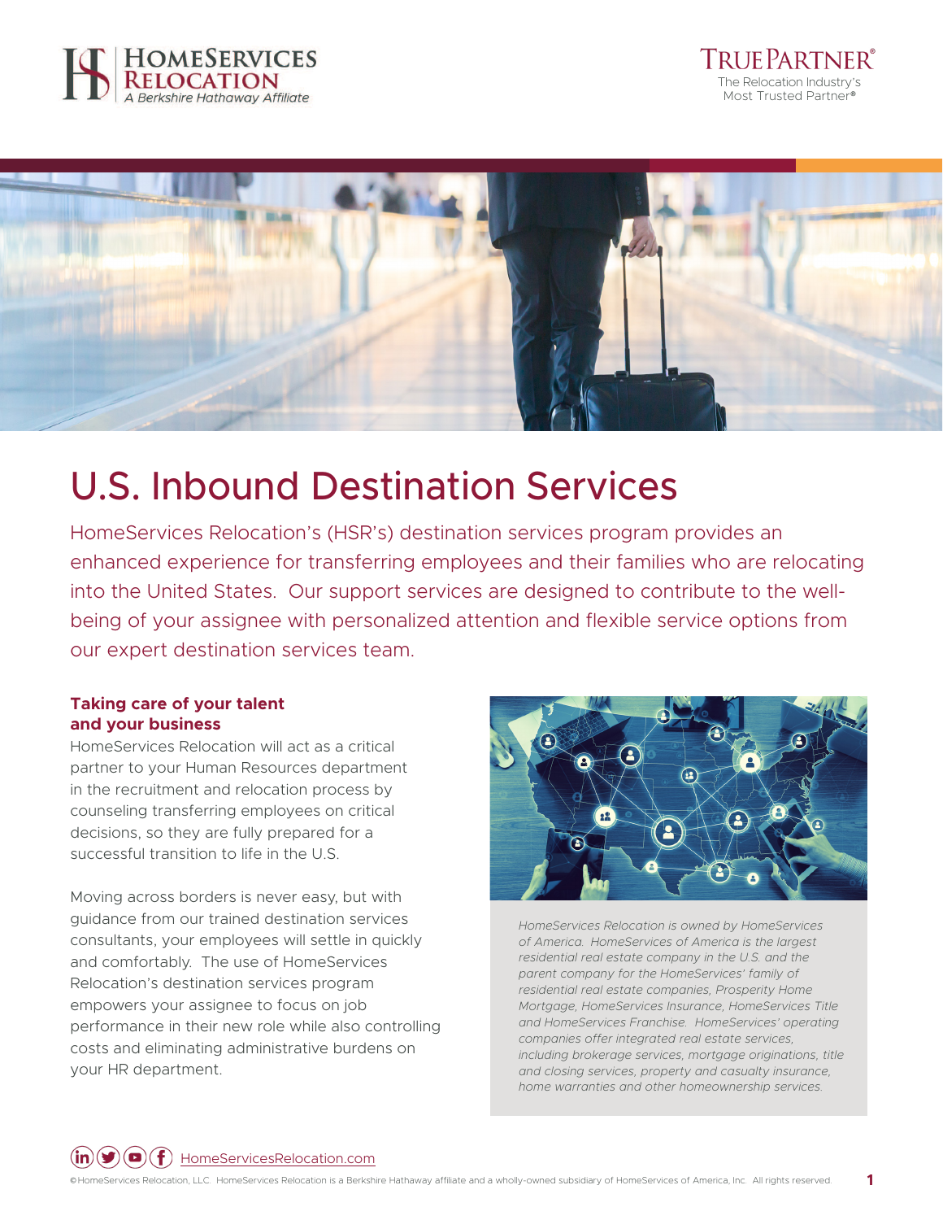HOMESERVICES RELOCATION
*A Berkshire Hathaway Affiliate*

TRUEPARTNER®
The Relocation Industry's Most Trusted Partner®

# U.S. Inbound Destination Services

HomeServices Relocation's (HSR's) destination services program provides an enhanced experience for transferring employees and their families who are relocating into the United States. Our support services are designed to contribute to the well-being of your assignee with personalized attention and flexible service options from our expert destination services team.

### Taking care of your talent and your business

HomeServices Relocation will act as a critical partner to your Human Resources department in the recruitment and relocation process by counseling transferring employees on critical decisions, so they are fully prepared for a successful transition to life in the U.S.

Moving across borders is never easy, but with guidance from our trained destination services consultants, your employees will settle in quickly and comfortably. The use of HomeServices Relocation's destination services program empowers your assignee to focus on job performance in their new role while also controlling costs and eliminating administrative burdens on your HR department.

*HomeServices Relocation is owned by HomeServices of America. HomeServices of America is the largest residential real estate company in the U.S. and the parent company for the HomeServices' family of residential real estate companies, Prosperity Home Mortgage, HomeServices Insurance, HomeServices Title and HomeServices Franchise. HomeServices' operating companies offer integrated real estate services, including brokerage services, mortgage originations, title and closing services, property and casualty insurance, home warranties and other homeownership services.*

HomeServicesRelocation.com

©HomeServices Relocation, LLC. HomeServices Relocation is a Berkshire Hathaway affiliate and a wholly-owned subsidiary of HomeServices of America, Inc. All rights reserved.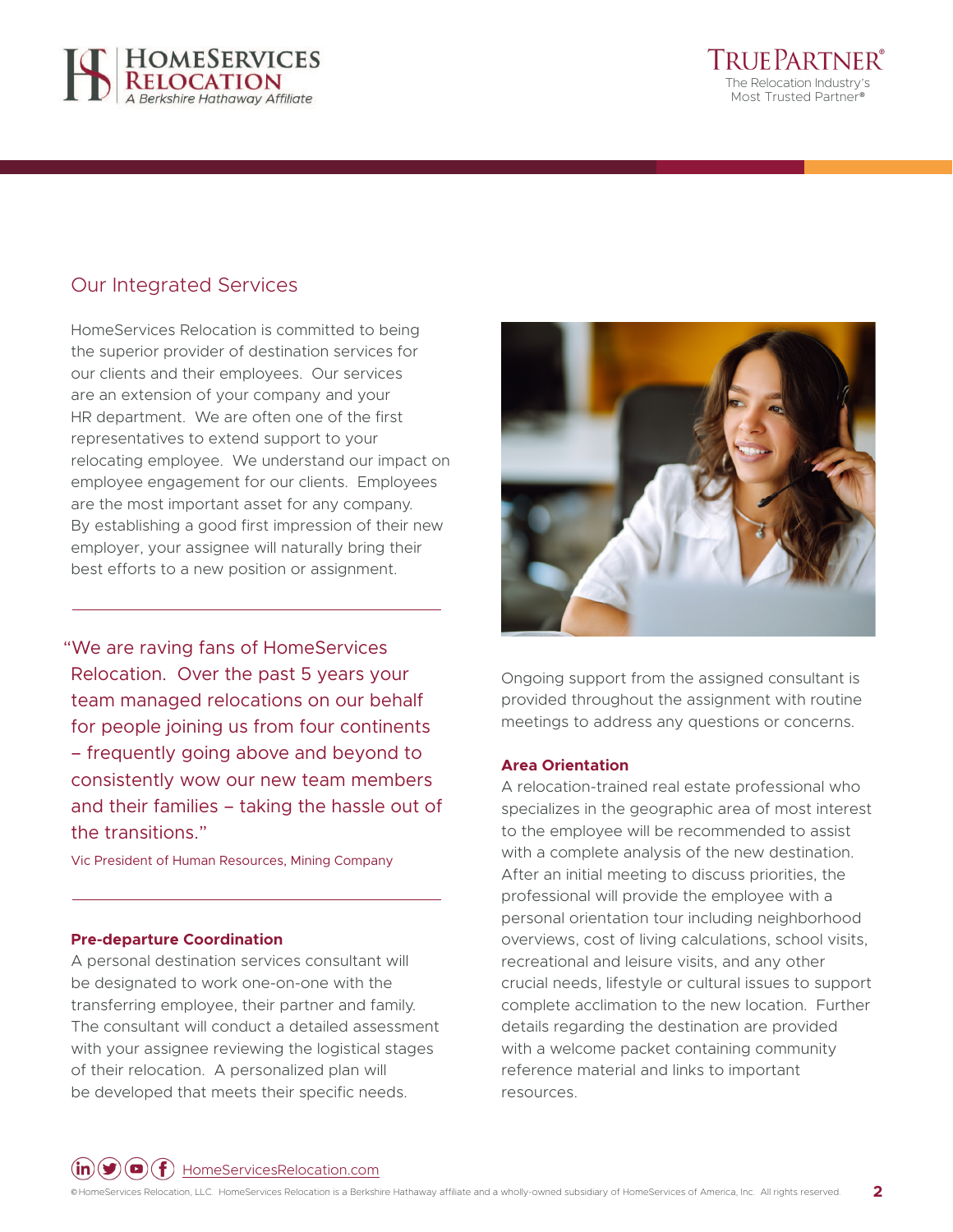## Our Integrated Services

HomeServices Relocation is committed to being the superior provider of destination services for our clients and their employees. Our services are an extension of your company and your HR department. We are often one of the first representatives to extend support to your relocating employee. We understand our impact on employee engagement for our clients. Employees are the most important asset for any company. By establishing a good first impression of their new employer, your assignee will naturally bring their best efforts to a new position or assignment.

> "We are raving fans of HomeServices Relocation. Over the past 5 years your team managed relocations on our behalf for people joining us from four continents – frequently going above and beyond to consistently wow our new team members and their families – taking the hassle out of the transitions."
>
> Vic President of Human Resources, Mining Company

**Pre-departure Coordination**

A personal destination services consultant will be designated to work one-on-one with the transferring employee, their partner and family. The consultant will conduct a detailed assessment with your assignee reviewing the logistical stages of their relocation. A personalized plan will be developed that meets their specific needs.

Ongoing support from the assigned consultant is provided throughout the assignment with routine meetings to address any questions or concerns.

**Area Orientation**

A relocation-trained real estate professional who specializes in the geographic area of most interest to the employee will be recommended to assist with a complete analysis of the new destination. After an initial meeting to discuss priorities, the professional will provide the employee with a personal orientation tour including neighborhood overviews, cost of living calculations, school visits, recreational and leisure visits, and any other crucial needs, lifestyle or cultural issues to support complete acclimation to the new location. Further details regarding the destination are provided with a welcome packet containing community reference material and links to important resources.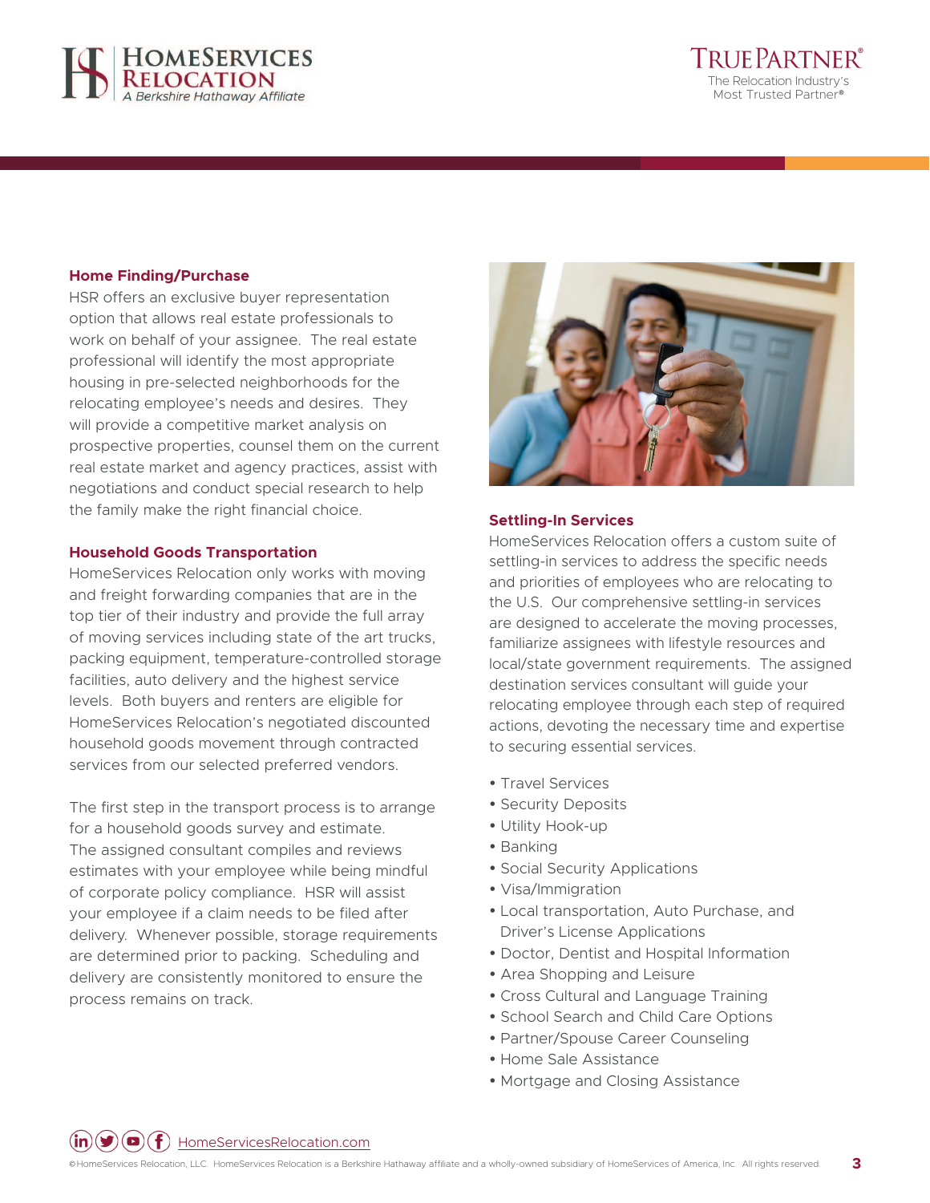### Home Finding/Purchase

HSR offers an exclusive buyer representation option that allows real estate professionals to work on behalf of your assignee. The real estate professional will identify the most appropriate housing in pre-selected neighborhoods for the relocating employee's needs and desires. They will provide a competitive market analysis on prospective properties, counsel them on the current real estate market and agency practices, assist with negotiations and conduct special research to help the family make the right financial choice.

### Household Goods Transportation

HomeServices Relocation only works with moving and freight forwarding companies that are in the top tier of their industry and provide the full array of moving services including state of the art trucks, packing equipment, temperature-controlled storage facilities, auto delivery and the highest service levels. Both buyers and renters are eligible for HomeServices Relocation's negotiated discounted household goods movement through contracted services from our selected preferred vendors.

The first step in the transport process is to arrange for a household goods survey and estimate. The assigned consultant compiles and reviews estimates with your employee while being mindful of corporate policy compliance. HSR will assist your employee if a claim needs to be filed after delivery. Whenever possible, storage requirements are determined prior to packing. Scheduling and delivery are consistently monitored to ensure the process remains on track.

### Settling-In Services

HomeServices Relocation offers a custom suite of settling-in services to address the specific needs and priorities of employees who are relocating to the U.S. Our comprehensive settling-in services are designed to accelerate the moving processes, familiarize assignees with lifestyle resources and local/state government requirements. The assigned destination services consultant will guide your relocating employee through each step of required actions, devoting the necessary time and expertise to securing essential services.

- Travel Services
- Security Deposits
- Utility Hook-up
- Banking
- Social Security Applications
- Visa/Immigration
- Local transportation, Auto Purchase, and Driver's License Applications
- Doctor, Dentist and Hospital Information
- Area Shopping and Leisure
- Cross Cultural and Language Training
- School Search and Child Care Options
- Partner/Spouse Career Counseling
- Home Sale Assistance
- Mortgage and Closing Assistance

HomeServicesRelocation.com

©HomeServices Relocation, LLC. HomeServices Relocation is a Berkshire Hathaway affiliate and a wholly-owned subsidiary of HomeServices of America, Inc. All rights reserved.